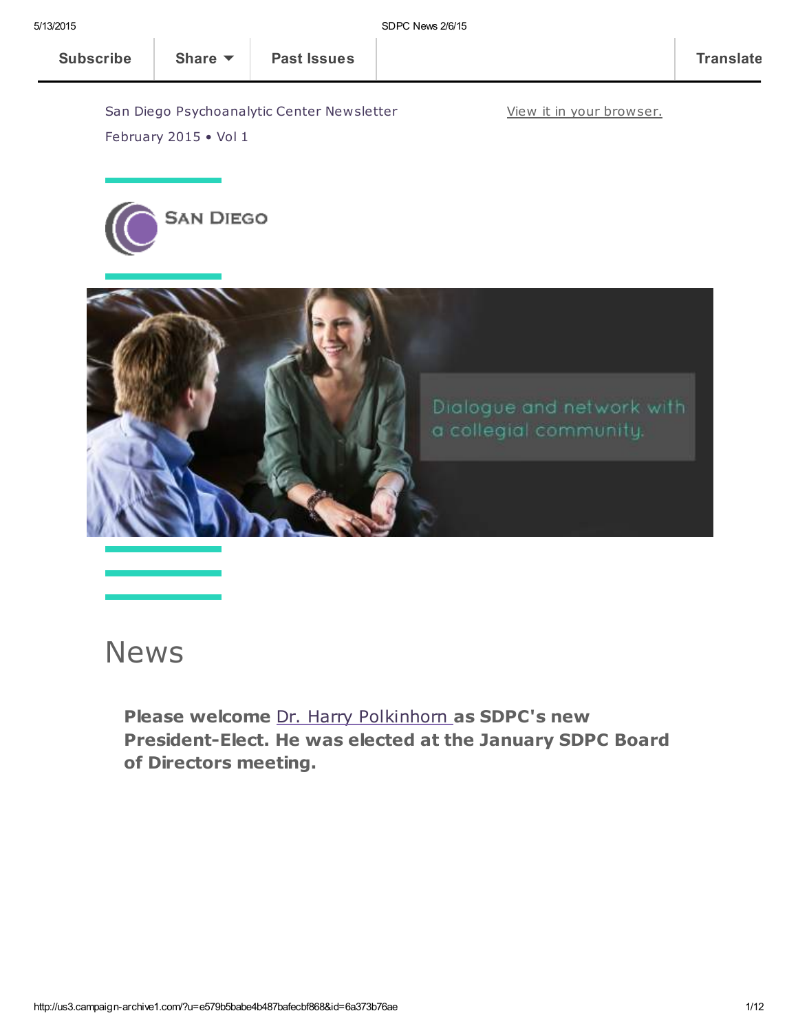Subscribe | Share | Past Issues | Translate

San Diego Psychoanalytic Center Newsletter

February 2015 • Vol 1

View it in your browser.

# News

**Please welcome Dr. Harry Polkinhorn as SDPC's new President-Elect. He was elected at the January SDPC Board of Directors meeting.**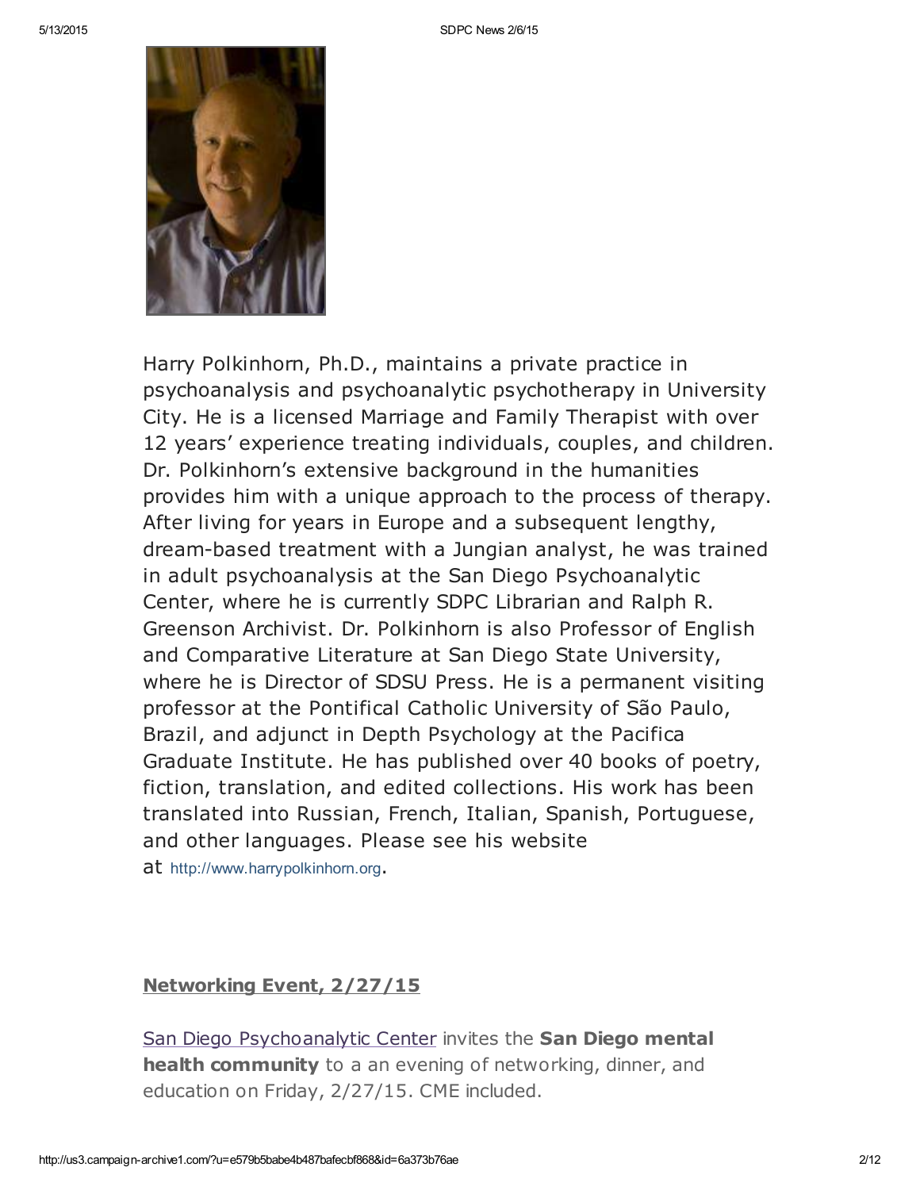Harry Polkinhorn, Ph.D., maintains a private practice in psychoanalysis and psychoanalytic psychotherapy in University City. He is a licensed Marriage and Family Therapist with over 12 years' experience treating individuals, couples, and children. Dr. Polkinhorn's extensive background in the humanities provides him with a unique approach to the process of therapy. After living for years in Europe and a subsequent lengthy, dream-based treatment with a Jungian analyst, he was trained in adult psychoanalysis at the San Diego Psychoanalytic Center, where he is currently SDPC Librarian and Ralph R. Greenson Archivist. Dr. Polkinhorn is also Professor of English and Comparative Literature at San Diego State University, where he is Director of SDSU Press. He is a permanent visiting professor at the Pontifical Catholic University of São Paulo, Brazil, and adjunct in Depth Psychology at the Pacifica Graduate Institute. He has published over 40 books of poetry, fiction, translation, and edited collections. His work has been translated into Russian, French, Italian, Spanish, Portuguese, and other languages. Please see his website at http://www.harrypolkinhorn.org.

## Networking Event, 2/27/15

San Diego Psychoanalytic Center invites the **San Diego mental health community** to a an evening of networking, dinner, and education on Friday, 2/27/15. CME included.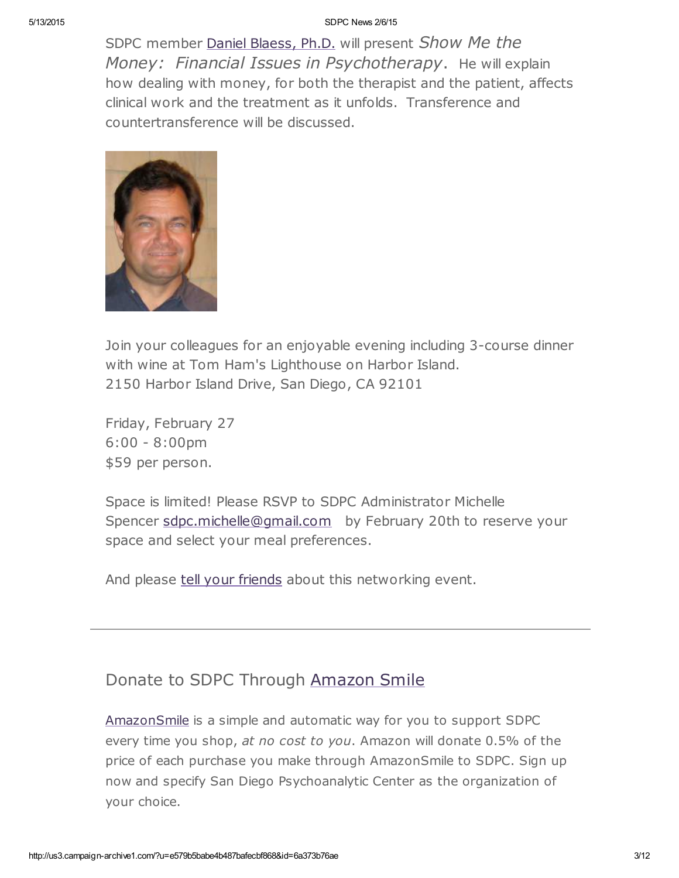SDPC member Daniel Blaess, Ph.D. will present *Show Me the Money: Financial Issues in Psychotherapy*. He will explain how dealing with money, for both the therapist and the patient, affects clinical work and the treatment as it unfolds. Transference and countertransference will be discussed.

Join your colleagues for an enjoyable evening including 3-course dinner with wine at Tom Ham's Lighthouse on Harbor Island.
2150 Harbor Island Drive, San Diego, CA 92101

Friday, February 27
6:00 - 8:00pm
$59 per person.

Space is limited! Please RSVP to SDPC Administrator Michelle Spencer sdpc.michelle@gmail.com by February 20th to reserve your space and select your meal preferences.

And please tell your friends about this networking event.

---

## Donate to SDPC Through Amazon Smile

AmazonSmile is a simple and automatic way for you to support SDPC every time you shop, *at no cost to you*. Amazon will donate 0.5% of the price of each purchase you make through AmazonSmile to SDPC. Sign up now and specify San Diego Psychoanalytic Center as the organization of your choice.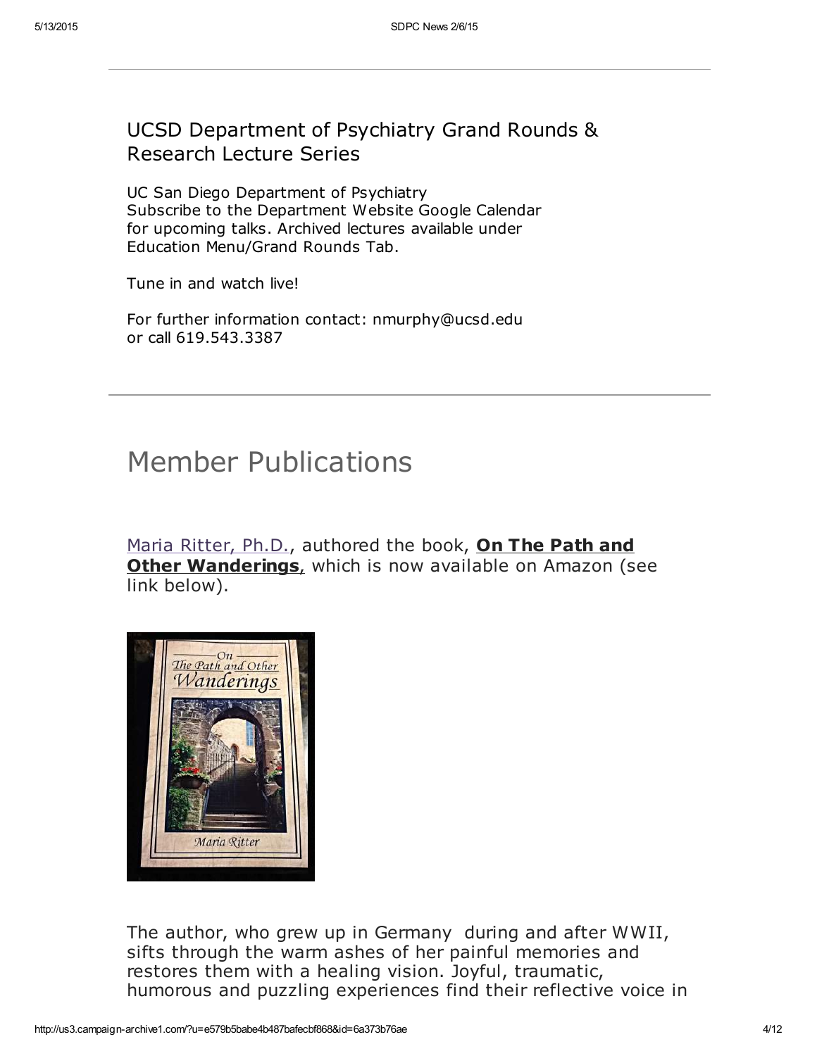## UCSD Department of Psychiatry Grand Rounds & Research Lecture Series

UC San Diego Department of Psychiatry
Subscribe to the Department Website Google Calendar for upcoming talks. Archived lectures available under Education Menu/Grand Rounds Tab.

Tune in and watch live!

For further information contact: nmurphy@ucsd.edu
or call 619.543.3387

# Member Publications

Maria Ritter, Ph.D., authored the book, **On The Path and Other Wanderings**, which is now available on Amazon (see link below).

The author, who grew up in Germany during and after WWII, sifts through the warm ashes of her painful memories and restores them with a healing vision. Joyful, traumatic, humorous and puzzling experiences find their reflective voice in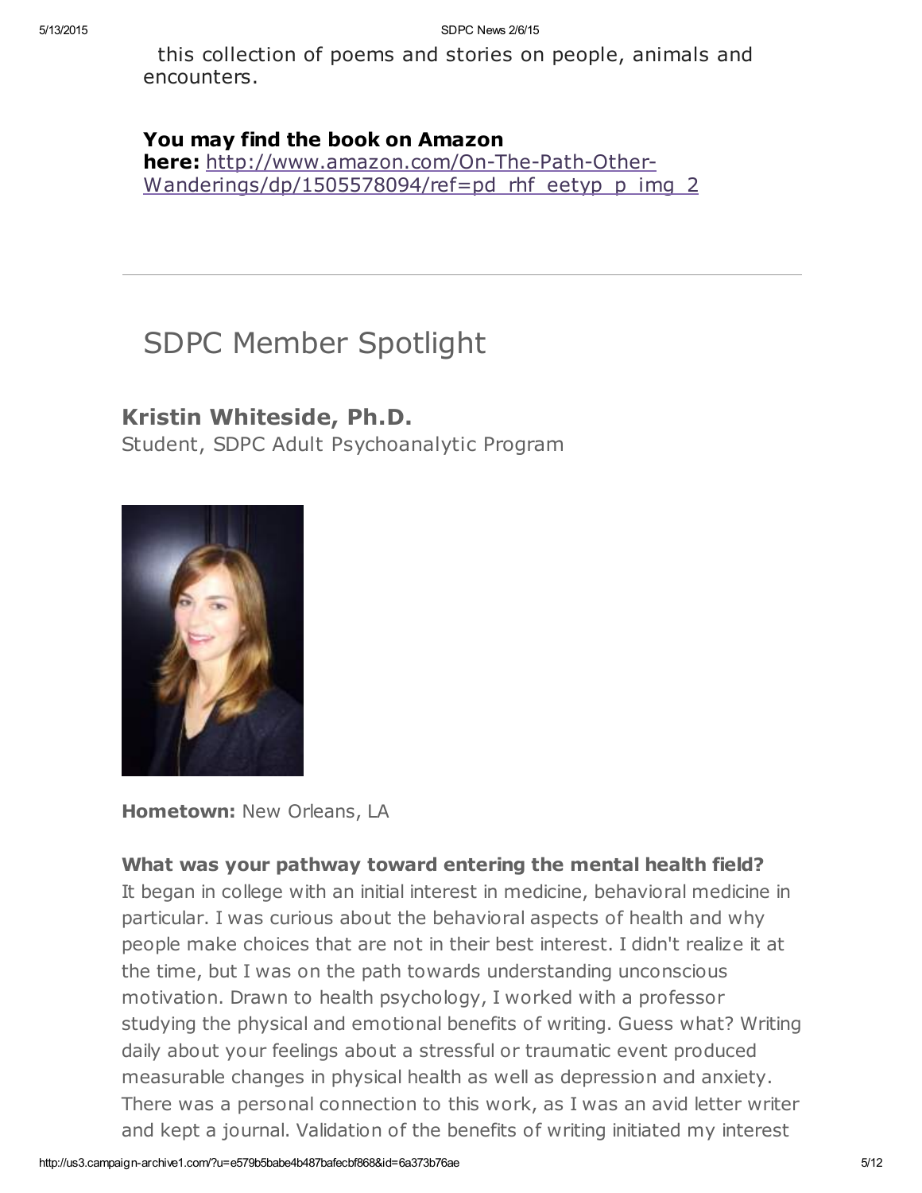this collection of poems and stories on people, animals and encounters.

**You may find the book on Amazon here:** [http://www.amazon.com/On-The-Path-Other-Wanderings/dp/1505578094/ref=pd_rhf_eetyp_p_img_2](http://www.amazon.com/On-The-Path-Other-Wanderings/dp/1505578094/ref=pd_rhf_eetyp_p_img_2)

---

# SDPC Member Spotlight

## Kristin Whiteside, Ph.D.

Student, SDPC Adult Psychoanalytic Program

**Hometown:** New Orleans, LA

**What was your pathway toward entering the mental health field?**
It began in college with an initial interest in medicine, behavioral medicine in particular. I was curious about the behavioral aspects of health and why people make choices that are not in their best interest. I didn't realize it at the time, but I was on the path towards understanding unconscious motivation. Drawn to health psychology, I worked with a professor studying the physical and emotional benefits of writing. Guess what? Writing daily about your feelings about a stressful or traumatic event produced measurable changes in physical health as well as depression and anxiety. There was a personal connection to this work, as I was an avid letter writer and kept a journal. Validation of the benefits of writing initiated my interest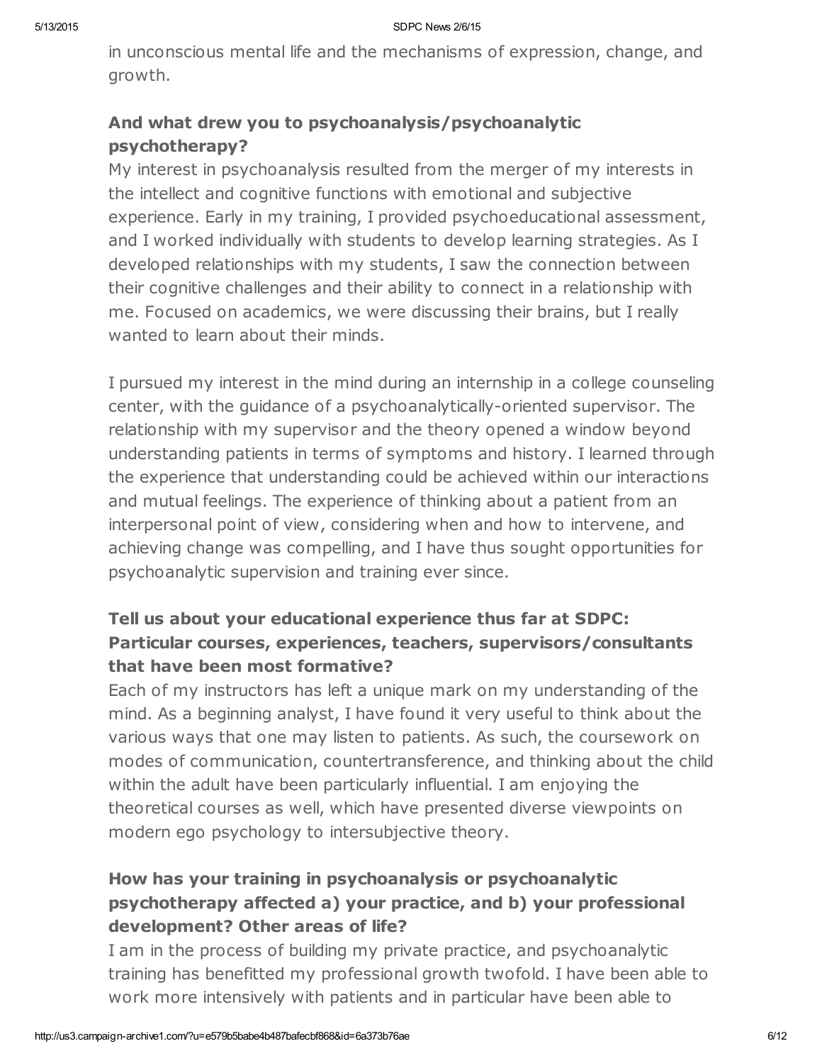in unconscious mental life and the mechanisms of expression, change, and growth.

**And what drew you to psychoanalysis/psychoanalytic psychotherapy?**

My interest in psychoanalysis resulted from the merger of my interests in the intellect and cognitive functions with emotional and subjective experience. Early in my training, I provided psychoeducational assessment, and I worked individually with students to develop learning strategies. As I developed relationships with my students, I saw the connection between their cognitive challenges and their ability to connect in a relationship with me. Focused on academics, we were discussing their brains, but I really wanted to learn about their minds.

I pursued my interest in the mind during an internship in a college counseling center, with the guidance of a psychoanalytically-oriented supervisor. The relationship with my supervisor and the theory opened a window beyond understanding patients in terms of symptoms and history. I learned through the experience that understanding could be achieved within our interactions and mutual feelings. The experience of thinking about a patient from an interpersonal point of view, considering when and how to intervene, and achieving change was compelling, and I have thus sought opportunities for psychoanalytic supervision and training ever since.

**Tell us about your educational experience thus far at SDPC: Particular courses, experiences, teachers, supervisors/consultants that have been most formative?**

Each of my instructors has left a unique mark on my understanding of the mind. As a beginning analyst, I have found it very useful to think about the various ways that one may listen to patients. As such, the coursework on modes of communication, countertransference, and thinking about the child within the adult have been particularly influential. I am enjoying the theoretical courses as well, which have presented diverse viewpoints on modern ego psychology to intersubjective theory.

**How has your training in psychoanalysis or psychoanalytic psychotherapy affected a) your practice, and b) your professional development? Other areas of life?**

I am in the process of building my private practice, and psychoanalytic training has benefitted my professional growth twofold. I have been able to work more intensively with patients and in particular have been able to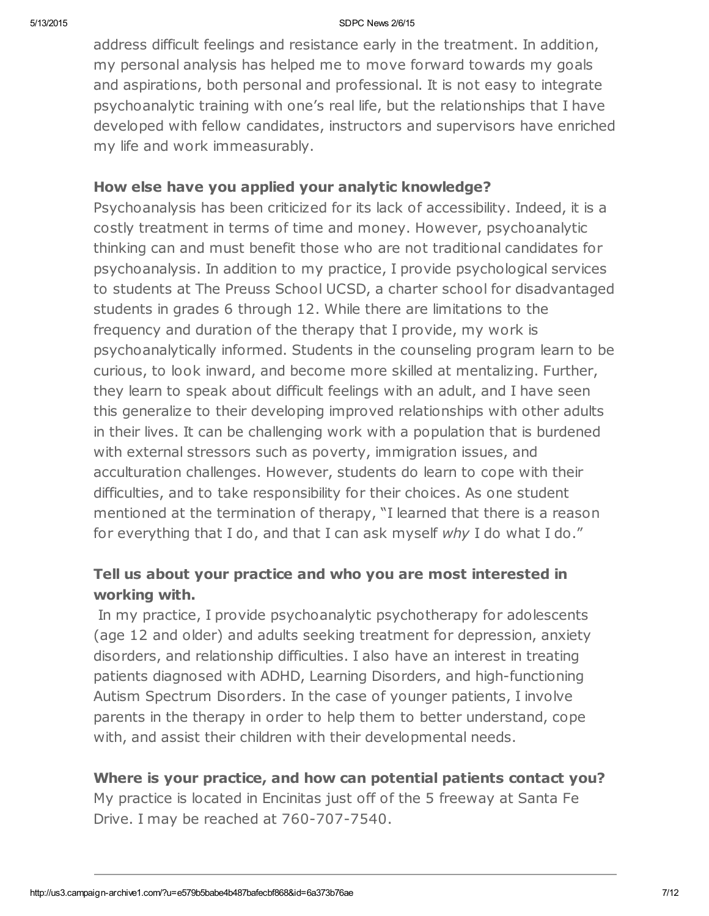address difficult feelings and resistance early in the treatment. In addition, my personal analysis has helped me to move forward towards my goals and aspirations, both personal and professional. It is not easy to integrate psychoanalytic training with one's real life, but the relationships that I have developed with fellow candidates, instructors and supervisors have enriched my life and work immeasurably.

**How else have you applied your analytic knowledge?**

Psychoanalysis has been criticized for its lack of accessibility. Indeed, it is a costly treatment in terms of time and money. However, psychoanalytic thinking can and must benefit those who are not traditional candidates for psychoanalysis. In addition to my practice, I provide psychological services to students at The Preuss School UCSD, a charter school for disadvantaged students in grades 6 through 12. While there are limitations to the frequency and duration of the therapy that I provide, my work is psychoanalytically informed. Students in the counseling program learn to be curious, to look inward, and become more skilled at mentalizing. Further, they learn to speak about difficult feelings with an adult, and I have seen this generalize to their developing improved relationships with other adults in their lives. It can be challenging work with a population that is burdened with external stressors such as poverty, immigration issues, and acculturation challenges. However, students do learn to cope with their difficulties, and to take responsibility for their choices. As one student mentioned at the termination of therapy, "I learned that there is a reason for everything that I do, and that I can ask myself *why* I do what I do."

**Tell us about your practice and who you are most interested in working with.**

In my practice, I provide psychoanalytic psychotherapy for adolescents (age 12 and older) and adults seeking treatment for depression, anxiety disorders, and relationship difficulties. I also have an interest in treating patients diagnosed with ADHD, Learning Disorders, and high-functioning Autism Spectrum Disorders. In the case of younger patients, I involve parents in the therapy in order to help them to better understand, cope with, and assist their children with their developmental needs.

**Where is your practice, and how can potential patients contact you?**

My practice is located in Encinitas just off of the 5 freeway at Santa Fe Drive. I may be reached at 760-707-7540.

---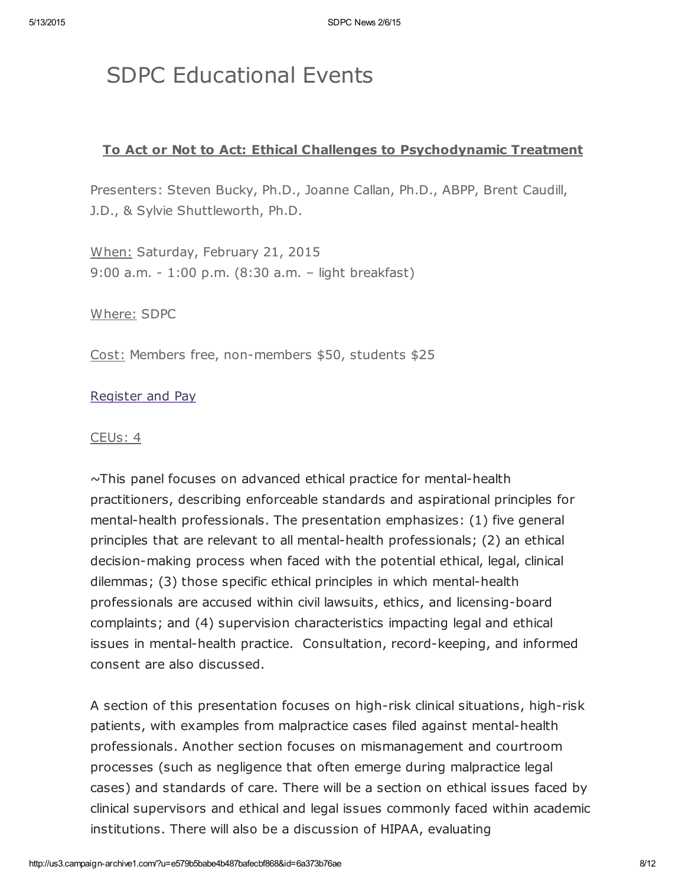# SDPC Educational Events

**To Act or Not to Act: Ethical Challenges to Psychodynamic Treatment**

Presenters: Steven Bucky, Ph.D., Joanne Callan, Ph.D., ABPP, Brent Caudill, J.D., & Sylvie Shuttleworth, Ph.D.

When: Saturday, February 21, 2015
9:00 a.m. - 1:00 p.m. (8:30 a.m. – light breakfast)

Where: SDPC

Cost: Members free, non-members $50, students $25

Register and Pay

CEUs: 4

~This panel focuses on advanced ethical practice for mental-health practitioners, describing enforceable standards and aspirational principles for mental-health professionals. The presentation emphasizes: (1) five general principles that are relevant to all mental-health professionals; (2) an ethical decision-making process when faced with the potential ethical, legal, clinical dilemmas; (3) those specific ethical principles in which mental-health professionals are accused within civil lawsuits, ethics, and licensing-board complaints; and (4) supervision characteristics impacting legal and ethical issues in mental-health practice. Consultation, record-keeping, and informed consent are also discussed.

A section of this presentation focuses on high-risk clinical situations, high-risk patients, with examples from malpractice cases filed against mental-health professionals. Another section focuses on mismanagement and courtroom processes (such as negligence that often emerge during malpractice legal cases) and standards of care. There will be a section on ethical issues faced by clinical supervisors and ethical and legal issues commonly faced within academic institutions. There will also be a discussion of HIPAA, evaluating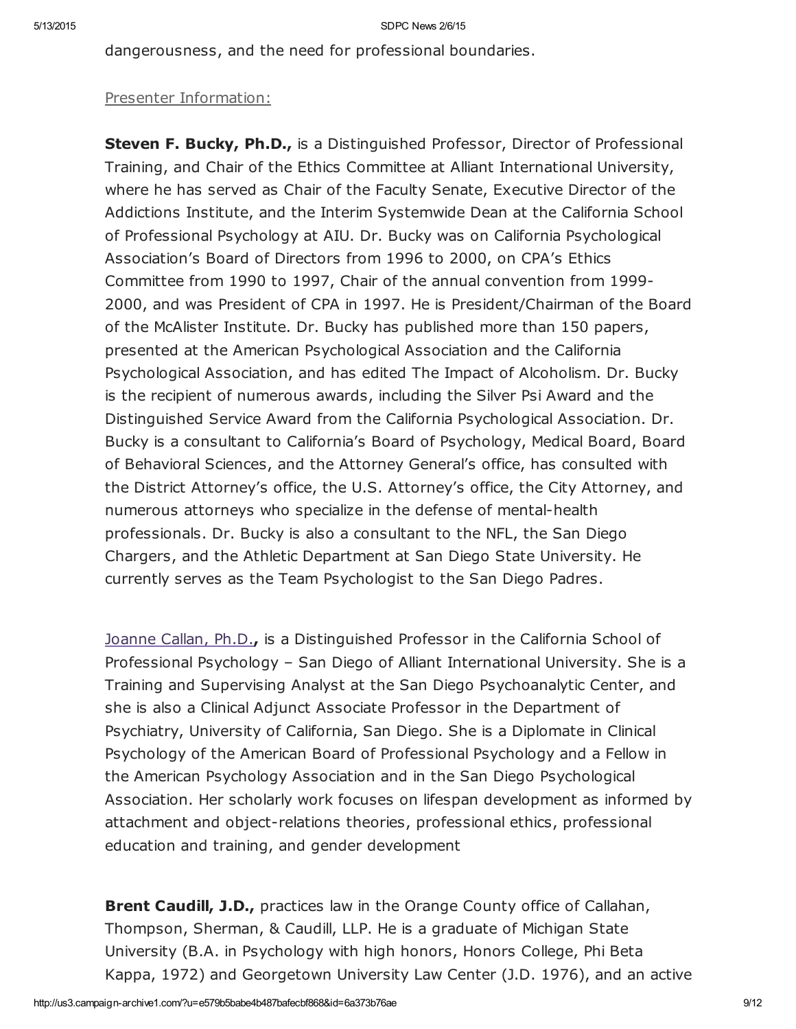dangerousness, and the need for professional boundaries.

Presenter Information:

**Steven F. Bucky, Ph.D.,** is a Distinguished Professor, Director of Professional Training, and Chair of the Ethics Committee at Alliant International University, where he has served as Chair of the Faculty Senate, Executive Director of the Addictions Institute, and the Interim Systemwide Dean at the California School of Professional Psychology at AIU. Dr. Bucky was on California Psychological Association's Board of Directors from 1996 to 2000, on CPA's Ethics Committee from 1990 to 1997, Chair of the annual convention from 1999-2000, and was President of CPA in 1997. He is President/Chairman of the Board of the McAlister Institute. Dr. Bucky has published more than 150 papers, presented at the American Psychological Association and the California Psychological Association, and has edited The Impact of Alcoholism. Dr. Bucky is the recipient of numerous awards, including the Silver Psi Award and the Distinguished Service Award from the California Psychological Association. Dr. Bucky is a consultant to California's Board of Psychology, Medical Board, Board of Behavioral Sciences, and the Attorney General's office, has consulted with the District Attorney's office, the U.S. Attorney's office, the City Attorney, and numerous attorneys who specialize in the defense of mental-health professionals. Dr. Bucky is also a consultant to the NFL, the San Diego Chargers, and the Athletic Department at San Diego State University. He currently serves as the Team Psychologist to the San Diego Padres.

Joanne Callan, Ph.D.**,** is a Distinguished Professor in the California School of Professional Psychology – San Diego of Alliant International University. She is a Training and Supervising Analyst at the San Diego Psychoanalytic Center, and she is also a Clinical Adjunct Associate Professor in the Department of Psychiatry, University of California, San Diego. She is a Diplomate in Clinical Psychology of the American Board of Professional Psychology and a Fellow in the American Psychology Association and in the San Diego Psychological Association. Her scholarly work focuses on lifespan development as informed by attachment and object-relations theories, professional ethics, professional education and training, and gender development

**Brent Caudill, J.D.,** practices law in the Orange County office of Callahan, Thompson, Sherman, & Caudill, LLP. He is a graduate of Michigan State University (B.A. in Psychology with high honors, Honors College, Phi Beta Kappa, 1972) and Georgetown University Law Center (J.D. 1976), and an active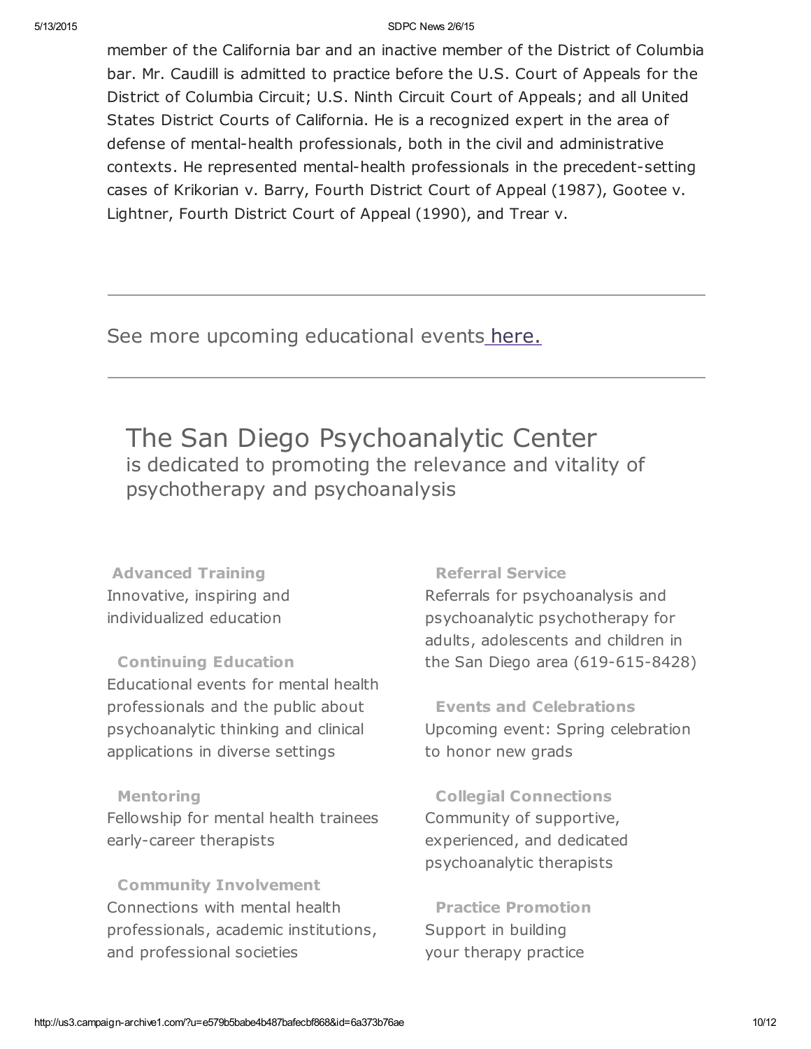member of the California bar and an inactive member of the District of Columbia bar. Mr. Caudill is admitted to practice before the U.S. Court of Appeals for the District of Columbia Circuit; U.S. Ninth Circuit Court of Appeals; and all United States District Courts of California. He is a recognized expert in the area of defense of mental-health professionals, both in the civil and administrative contexts. He represented mental-health professionals in the precedent-setting cases of Krikorian v. Barry, Fourth District Court of Appeal (1987), Gootee v. Lightner, Fourth District Court of Appeal (1990), and Trear v.

---

See more upcoming educational events [here.](#)

---

## The San Diego Psychoanalytic Center

is dedicated to promoting the relevance and vitality of psychotherapy and psychoanalysis

**Advanced Training**
Innovative, inspiring and individualized education

**Continuing Education**
Educational events for mental health professionals and the public about psychoanalytic thinking and clinical applications in diverse settings

**Mentoring**
Fellowship for mental health trainees early-career therapists

**Community Involvement**
Connections with mental health professionals, academic institutions, and professional societies

**Referral Service**
Referrals for psychoanalysis and psychoanalytic psychotherapy for adults, adolescents and children in the San Diego area (619-615-8428)

**Events and Celebrations**
Upcoming event: Spring celebration to honor new grads

**Collegial Connections**
Community of supportive, experienced, and dedicated psychoanalytic therapists

**Practice Promotion**
Support in building your therapy practice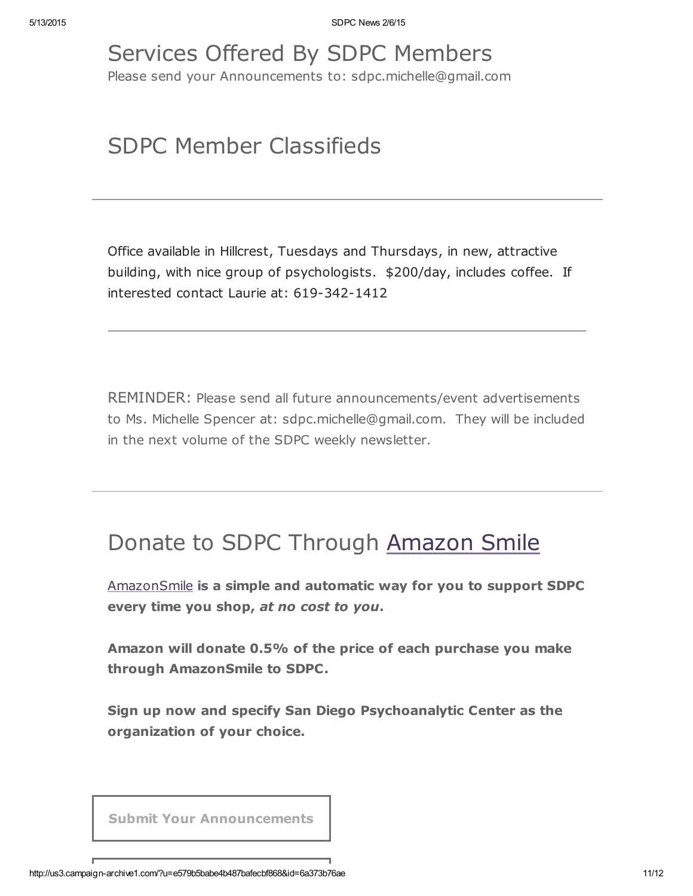# Services Offered By SDPC Members

Please send your Announcements to: sdpc.michelle@gmail.com

# SDPC Member Classifieds

---

Office available in Hillcrest, Tuesdays and Thursdays, in new, attractive building, with nice group of psychologists. $200/day, includes coffee. If interested contact Laurie at: 619-342-1412

---

REMINDER: Please send all future announcements/event advertisements to Ms. Michelle Spencer at: sdpc.michelle@gmail.com. They will be included in the next volume of the SDPC weekly newsletter.

---

# Donate to SDPC Through Amazon Smile

AmazonSmile **is a simple and automatic way for you to support SDPC every time you shop, *at no cost to you*.**

**Amazon will donate 0.5% of the price of each purchase you make through AmazonSmile to SDPC.**

**Sign up now and specify San Diego Psychoanalytic Center as the organization of your choice.**

**Submit Your Announcements**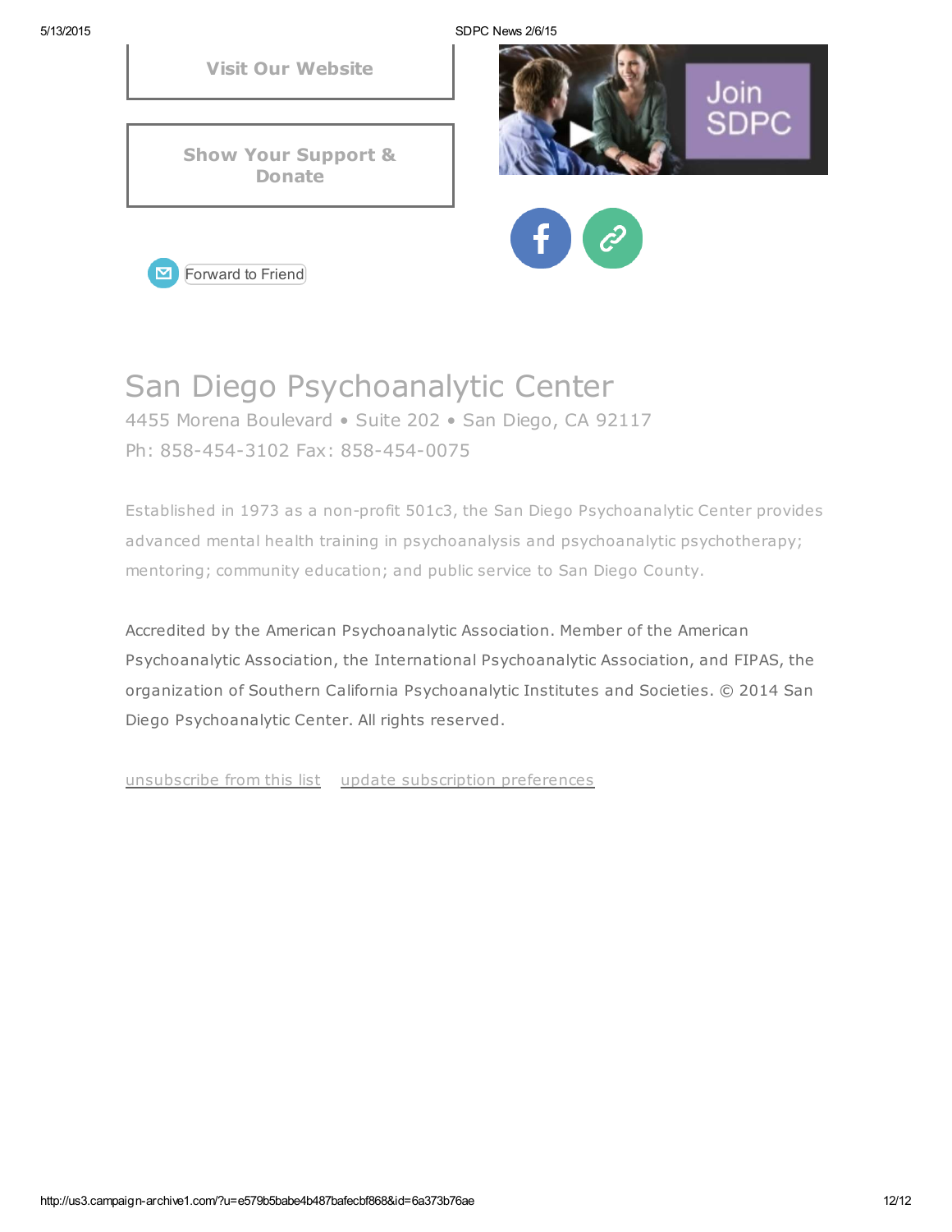Visit Our Website

Show Your Support & Donate

Join SDPC

Forward to Friend

# San Diego Psychoanalytic Center

4455 Morena Boulevard • Suite 202 • San Diego, CA 92117

Ph: 858-454-3102 Fax: 858-454-0075

Established in 1973 as a non-profit 501c3, the San Diego Psychoanalytic Center provides advanced mental health training in psychoanalysis and psychoanalytic psychotherapy; mentoring; community education; and public service to San Diego County.

Accredited by the American Psychoanalytic Association. Member of the American Psychoanalytic Association, the International Psychoanalytic Association, and FIPAS, the organization of Southern California Psychoanalytic Institutes and Societies. © 2014 San Diego Psychoanalytic Center. All rights reserved.

unsubscribe from this list    update subscription preferences